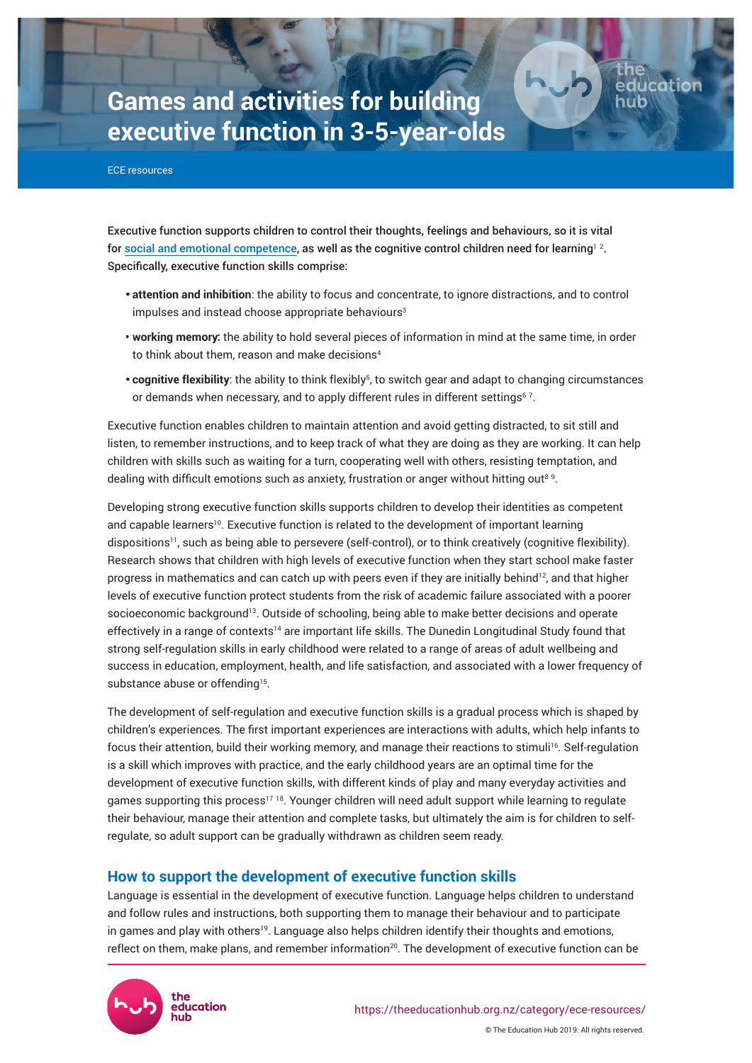# Games and activities for building executive function in 3-5-year-olds

ECE resources

Executive function supports children to control their thoughts, feelings and behaviours, so it is vital for social and emotional competence, as well as the cognitive control children need for learning[1 2]. Specifically, executive function skills comprise:

- **attention and inhibition**: the ability to focus and concentrate, to ignore distractions, and to control impulses and instead choose appropriate behaviours[3]
- **working memory:** the ability to hold several pieces of information in mind at the same time, in order to think about them, reason and make decisions[4]
- **cognitive flexibility**: the ability to think flexibly[5], to switch gear and adapt to changing circumstances or demands when necessary, and to apply different rules in different settings[6 7].

Executive function enables children to maintain attention and avoid getting distracted, to sit still and listen, to remember instructions, and to keep track of what they are doing as they are working. It can help children with skills such as waiting for a turn, cooperating well with others, resisting temptation, and dealing with difficult emotions such as anxiety, frustration or anger without hitting out[8 9].

Developing strong executive function skills supports children to develop their identities as competent and capable learners[10]. Executive function is related to the development of important learning dispositions[11], such as being able to persevere (self-control), or to think creatively (cognitive flexibility). Research shows that children with high levels of executive function when they start school make faster progress in mathematics and can catch up with peers even if they are initially behind[12], and that higher levels of executive function protect students from the risk of academic failure associated with a poorer socioeconomic background[13]. Outside of schooling, being able to make better decisions and operate effectively in a range of contexts[14] are important life skills. The Dunedin Longitudinal Study found that strong self-regulation skills in early childhood were related to a range of areas of adult wellbeing and success in education, employment, health, and life satisfaction, and associated with a lower frequency of substance abuse or offending[15].

The development of self-regulation and executive function skills is a gradual process which is shaped by children's experiences. The first important experiences are interactions with adults, which help infants to focus their attention, build their working memory, and manage their reactions to stimuli[16]. Self-regulation is a skill which improves with practice, and the early childhood years are an optimal time for the development of executive function skills, with different kinds of play and many everyday activities and games supporting this process[17 18]. Younger children will need adult support while learning to regulate their behaviour, manage their attention and complete tasks, but ultimately the aim is for children to self-regulate, so adult support can be gradually withdrawn as children seem ready.

## How to support the development of executive function skills

Language is essential in the development of executive function. Language helps children to understand and follow rules and instructions, both supporting them to manage their behaviour and to participate in games and play with others[19]. Language also helps children identify their thoughts and emotions, reflect on them, make plans, and remember information[20]. The development of executive function can be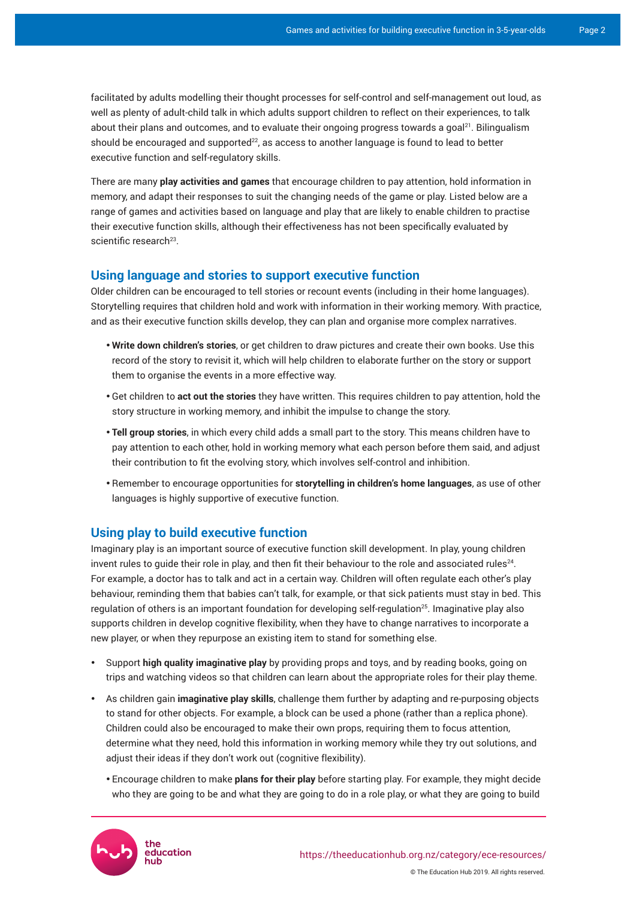facilitated by adults modelling their thought processes for self-control and self-management out loud, as well as plenty of adult-child talk in which adults support children to reflect on their experiences, to talk about their plans and outcomes, and to evaluate their ongoing progress towards a goal[21]. Bilingualism should be encouraged and supported[22], as access to another language is found to lead to better executive function and self-regulatory skills.

There are many **play activities and games** that encourage children to pay attention, hold information in memory, and adapt their responses to suit the changing needs of the game or play. Listed below are a range of games and activities based on language and play that are likely to enable children to practise their executive function skills, although their effectiveness has not been specifically evaluated by scientific research[23].

## Using language and stories to support executive function

Older children can be encouraged to tell stories or recount events (including in their home languages). Storytelling requires that children hold and work with information in their working memory. With practice, and as their executive function skills develop, they can plan and organise more complex narratives.

- **Write down children's stories**, or get children to draw pictures and create their own books. Use this record of the story to revisit it, which will help children to elaborate further on the story or support them to organise the events in a more effective way.
- Get children to **act out the stories** they have written. This requires children to pay attention, hold the story structure in working memory, and inhibit the impulse to change the story.
- **Tell group stories**, in which every child adds a small part to the story. This means children have to pay attention to each other, hold in working memory what each person before them said, and adjust their contribution to fit the evolving story, which involves self-control and inhibition.
- Remember to encourage opportunities for **storytelling in children's home languages**, as use of other languages is highly supportive of executive function.

## Using play to build executive function

Imaginary play is an important source of executive function skill development. In play, young children invent rules to guide their role in play, and then fit their behaviour to the role and associated rules[24]. For example, a doctor has to talk and act in a certain way. Children will often regulate each other's play behaviour, reminding them that babies can't talk, for example, or that sick patients must stay in bed. This regulation of others is an important foundation for developing self-regulation[25]. Imaginative play also supports children in develop cognitive flexibility, when they have to change narratives to incorporate a new player, or when they repurpose an existing item to stand for something else.

- Support **high quality imaginative play** by providing props and toys, and by reading books, going on trips and watching videos so that children can learn about the appropriate roles for their play theme.
- As children gain **imaginative play skills**, challenge them further by adapting and re-purposing objects to stand for other objects. For example, a block can be used a phone (rather than a replica phone). Children could also be encouraged to make their own props, requiring them to focus attention, determine what they need, hold this information in working memory while they try out solutions, and adjust their ideas if they don't work out (cognitive flexibility).
- Encourage children to make **plans for their play** before starting play. For example, they might decide who they are going to be and what they are going to do in a role play, or what they are going to build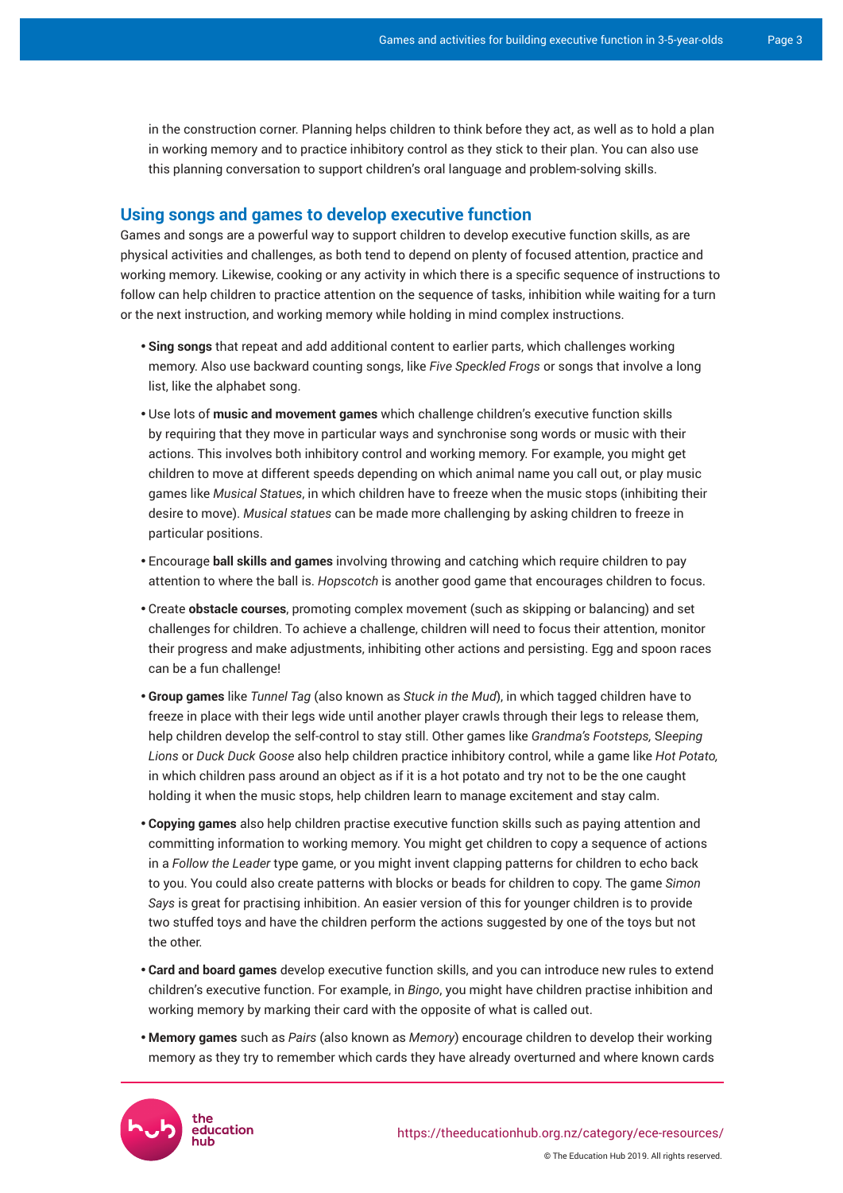in the construction corner. Planning helps children to think before they act, as well as to hold a plan in working memory and to practice inhibitory control as they stick to their plan. You can also use this planning conversation to support children's oral language and problem-solving skills.

## Using songs and games to develop executive function

Games and songs are a powerful way to support children to develop executive function skills, as are physical activities and challenges, as both tend to depend on plenty of focused attention, practice and working memory. Likewise, cooking or any activity in which there is a specific sequence of instructions to follow can help children to practice attention on the sequence of tasks, inhibition while waiting for a turn or the next instruction, and working memory while holding in mind complex instructions.

- **Sing songs** that repeat and add additional content to earlier parts, which challenges working memory. Also use backward counting songs, like *Five Speckled Frogs* or songs that involve a long list, like the alphabet song.
- Use lots of **music and movement games** which challenge children's executive function skills by requiring that they move in particular ways and synchronise song words or music with their actions. This involves both inhibitory control and working memory. For example, you might get children to move at different speeds depending on which animal name you call out, or play music games like *Musical Statues*, in which children have to freeze when the music stops (inhibiting their desire to move). *Musical statues* can be made more challenging by asking children to freeze in particular positions.
- Encourage **ball skills and games** involving throwing and catching which require children to pay attention to where the ball is. *Hopscotch* is another good game that encourages children to focus.
- Create **obstacle courses**, promoting complex movement (such as skipping or balancing) and set challenges for children. To achieve a challenge, children will need to focus their attention, monitor their progress and make adjustments, inhibiting other actions and persisting. Egg and spoon races can be a fun challenge!
- **Group games** like *Tunnel Tag* (also known as *Stuck in the Mud*), in which tagged children have to freeze in place with their legs wide until another player crawls through their legs to release them, help children develop the self-control to stay still. Other games like *Grandma's Footsteps, Sleeping Lions* or *Duck Duck Goose* also help children practice inhibitory control, while a game like *Hot Potato,* in which children pass around an object as if it is a hot potato and try not to be the one caught holding it when the music stops, help children learn to manage excitement and stay calm.
- **Copying games** also help children practise executive function skills such as paying attention and committing information to working memory. You might get children to copy a sequence of actions in a *Follow the Leader* type game, or you might invent clapping patterns for children to echo back to you. You could also create patterns with blocks or beads for children to copy. The game *Simon Says* is great for practising inhibition. An easier version of this for younger children is to provide two stuffed toys and have the children perform the actions suggested by one of the toys but not the other.
- **Card and board games** develop executive function skills, and you can introduce new rules to extend children's executive function. For example, in *Bingo*, you might have children practise inhibition and working memory by marking their card with the opposite of what is called out.
- **Memory games** such as *Pairs* (also known as *Memory*) encourage children to develop their working memory as they try to remember which cards they have already overturned and where known cards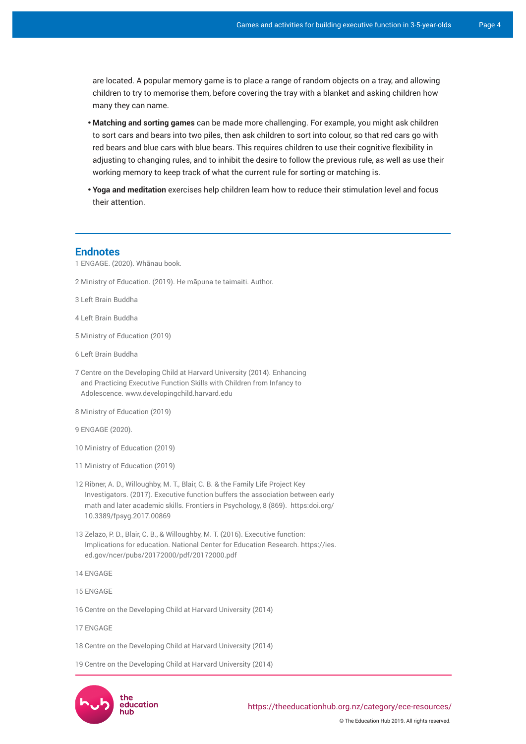are located. A popular memory game is to place a range of random objects on a tray, and allowing children to try to memorise them, before covering the tray with a blanket and asking children how many they can name.

- **Matching and sorting games** can be made more challenging. For example, you might ask children to sort cars and bears into two piles, then ask children to sort into colour, so that red cars go with red bears and blue cars with blue bears. This requires children to use their cognitive flexibility in adjusting to changing rules, and to inhibit the desire to follow the previous rule, as well as use their working memory to keep track of what the current rule for sorting or matching is.
- **Yoga and meditation** exercises help children learn how to reduce their stimulation level and focus their attention.

## Endnotes

1 ENGAGE. (2020). Whānau book.

2 Ministry of Education. (2019). He māpuna te taimaiti. Author.

3 Left Brain Buddha

4 Left Brain Buddha

5 Ministry of Education (2019)

6 Left Brain Buddha

7 Centre on the Developing Child at Harvard University (2014). Enhancing and Practicing Executive Function Skills with Children from Infancy to Adolescence. www.developingchild.harvard.edu

8 Ministry of Education (2019)

9 ENGAGE (2020).

10 Ministry of Education (2019)

11 Ministry of Education (2019)

12 Ribner, A. D., Willoughby, M. T., Blair, C. B. & the Family Life Project Key Investigators. (2017). Executive function buffers the association between early math and later academic skills. Frontiers in Psychology, 8 (869). https:doi.org/10.3389/fpsyg.2017.00869

13 Zelazo, P. D., Blair, C. B., & Willoughby, M. T. (2016). Executive function: Implications for education. National Center for Education Research. https://ies.ed.gov/ncer/pubs/20172000/pdf/20172000.pdf

14 ENGAGE

15 ENGAGE

16 Centre on the Developing Child at Harvard University (2014)

17 ENGAGE

18 Centre on the Developing Child at Harvard University (2014)

19 Centre on the Developing Child at Harvard University (2014)

https://theeducationhub.org.nz/category/ece-resources/

© The Education Hub 2019. All rights reserved.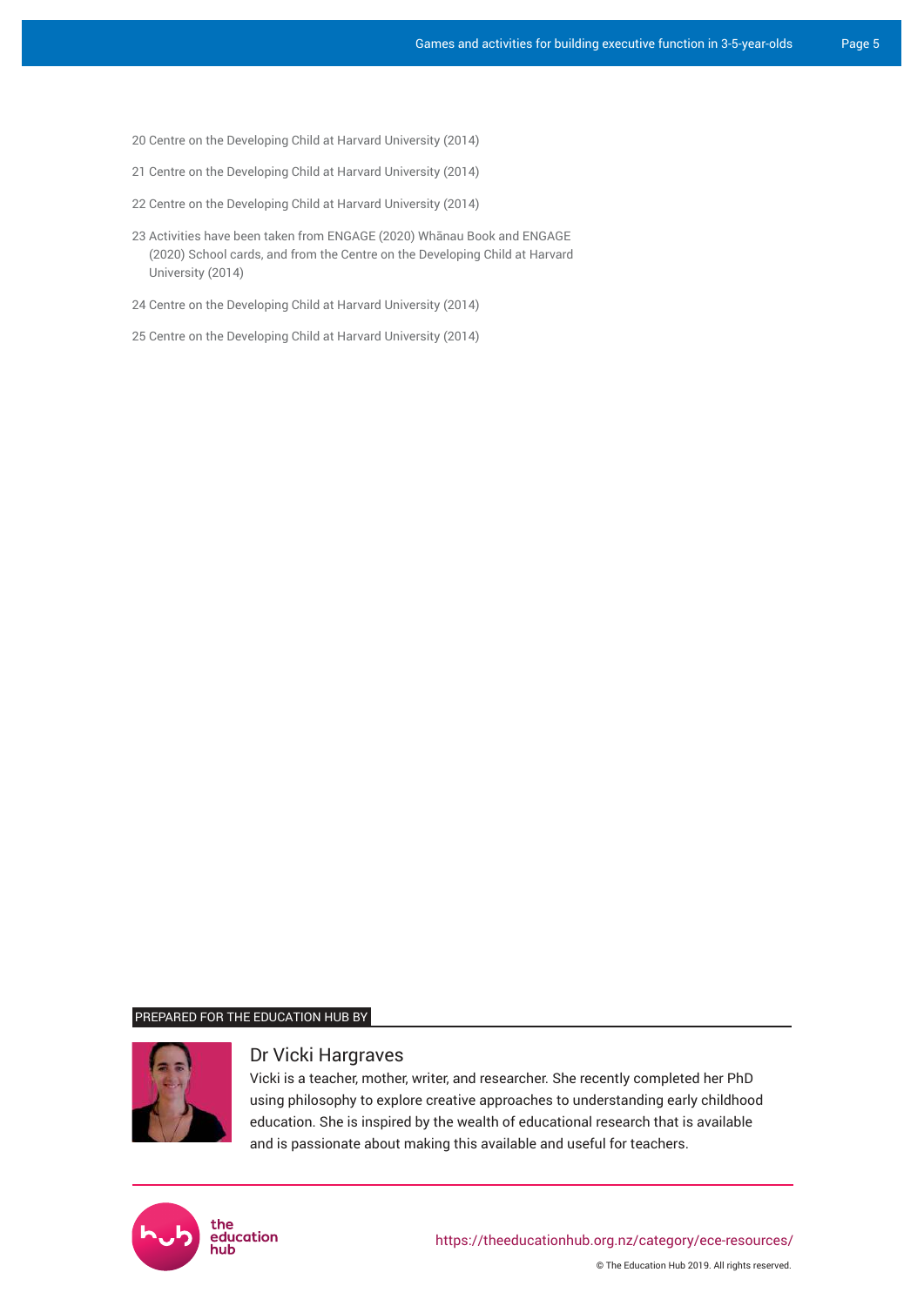20 Centre on the Developing Child at Harvard University (2014)

21 Centre on the Developing Child at Harvard University (2014)

22 Centre on the Developing Child at Harvard University (2014)

23 Activities have been taken from ENGAGE (2020) Whānau Book and ENGAGE (2020) School cards, and from the Centre on the Developing Child at Harvard University (2014)

24 Centre on the Developing Child at Harvard University (2014)

25 Centre on the Developing Child at Harvard University (2014)

PREPARED FOR THE EDUCATION HUB BY

## Dr Vicki Hargraves

Vicki is a teacher, mother, writer, and researcher. She recently completed her PhD using philosophy to explore creative approaches to understanding early childhood education. She is inspired by the wealth of educational research that is available and is passionate about making this available and useful for teachers.

the education hub

https://theeducationhub.org.nz/category/ece-resources/

© The Education Hub 2019. All rights reserved.